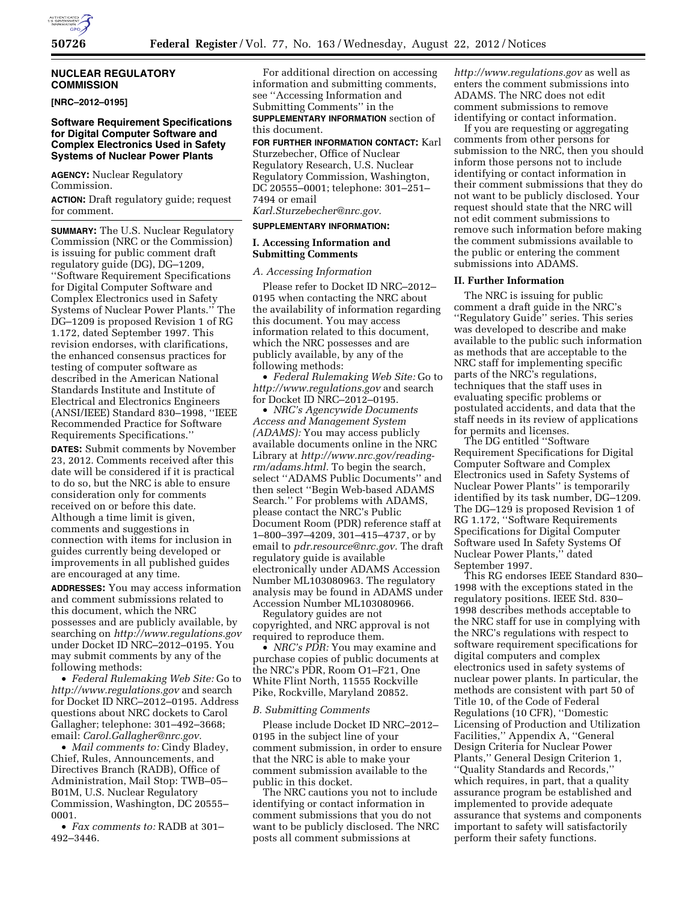## NUCLEAR REGULATORY COMMISSION

**[NRC–2012–0195]**

### Software Requirement Specifications for Digital Computer Software and Complex Electronics Used in Safety Systems of Nuclear Power Plants

**AGENCY:** Nuclear Regulatory Commission.

**ACTION:** Draft regulatory guide; request for comment.

**SUMMARY:** The U.S. Nuclear Regulatory Commission (NRC or the Commission) is issuing for public comment draft regulatory guide (DG), DG–1209, ''Software Requirement Specifications for Digital Computer Software and Complex Electronics used in Safety Systems of Nuclear Power Plants.'' The DG–1209 is proposed Revision 1 of RG 1.172, dated September 1997. This revision endorses, with clarifications, the enhanced consensus practices for testing of computer software as described in the American National Standards Institute and Institute of Electrical and Electronics Engineers (ANSI/IEEE) Standard 830–1998, ''IEEE Recommended Practice for Software Requirements Specifications.''

**DATES:** Submit comments by November 23, 2012. Comments received after this date will be considered if it is practical to do so, but the NRC is able to ensure consideration only for comments received on or before this date. Although a time limit is given, comments and suggestions in connection with items for inclusion in guides currently being developed or improvements in all published guides are encouraged at any time.

**ADDRESSES:** You may access information and comment submissions related to this document, which the NRC possesses and are publicly available, by searching on *http://www.regulations.gov* under Docket ID NRC–2012–0195. You may submit comments by any of the following methods:

- *Federal Rulemaking Web Site:* Go to *http://www.regulations.gov* and search for Docket ID NRC–2012–0195. Address questions about NRC dockets to Carol Gallagher; telephone: 301–492–3668; email: *Carol.Gallagher@nrc.gov.*
- *Mail comments to:* Cindy Bladey, Chief, Rules, Announcements, and Directives Branch (RADB), Office of Administration, Mail Stop: TWB–05–B01M, U.S. Nuclear Regulatory Commission, Washington, DC 20555–0001.
- *Fax comments to:* RADB at 301–492–3446.

For additional direction on accessing information and submitting comments, see ''Accessing Information and Submitting Comments'' in the **SUPPLEMENTARY INFORMATION** section of this document.

**FOR FURTHER INFORMATION CONTACT:** Karl Sturzebecher, Office of Nuclear Regulatory Research, U.S. Nuclear Regulatory Commission, Washington, DC 20555–0001; telephone: 301–251–7494 or email *Karl.Sturzebecher@nrc.gov.*

**SUPPLEMENTARY INFORMATION:**

### I. Accessing Information and Submitting Comments

#### *A. Accessing Information*

Please refer to Docket ID NRC–2012–0195 when contacting the NRC about the availability of information regarding this document. You may access information related to this document, which the NRC possesses and are publicly available, by any of the following methods:

- *Federal Rulemaking Web Site:* Go to *http://www.regulations.gov* and search for Docket ID NRC–2012–0195.
- *NRC's Agencywide Documents Access and Management System (ADAMS):* You may access publicly available documents online in the NRC Library at *http://www.nrc.gov/reading-rm/adams.html.* To begin the search, select ''ADAMS Public Documents'' and then select ''Begin Web-based ADAMS Search.'' For problems with ADAMS, please contact the NRC's Public Document Room (PDR) reference staff at 1–800–397–4209, 301–415–4737, or by email to *pdr.resource@nrc.gov.* The draft regulatory guide is available electronically under ADAMS Accession Number ML103080963. The regulatory analysis may be found in ADAMS under Accession Number ML103080966.

Regulatory guides are not copyrighted, and NRC approval is not required to reproduce them.

- *NRC's PDR:* You may examine and purchase copies of public documents at the NRC's PDR, Room O1–F21, One White Flint North, 11555 Rockville Pike, Rockville, Maryland 20852.

#### *B. Submitting Comments*

Please include Docket ID NRC–2012–0195 in the subject line of your comment submission, in order to ensure that the NRC is able to make your comment submission available to the public in this docket.

The NRC cautions you not to include identifying or contact information in comment submissions that you do not want to be publicly disclosed. The NRC posts all comment submissions at *http://www.regulations.gov* as well as enters the comment submissions into ADAMS. The NRC does not edit comment submissions to remove identifying or contact information.

If you are requesting or aggregating comments from other persons for submission to the NRC, then you should inform those persons not to include identifying or contact information in their comment submissions that they do not want to be publicly disclosed. Your request should state that the NRC will not edit comment submissions to remove such information before making the comment submissions available to the public or entering the comment submissions into ADAMS.

### II. Further Information

The NRC is issuing for public comment a draft guide in the NRC's ''Regulatory Guide'' series. This series was developed to describe and make available to the public such information as methods that are acceptable to the NRC staff for implementing specific parts of the NRC's regulations, techniques that the staff uses in evaluating specific problems or postulated accidents, and data that the staff needs in its review of applications for permits and licenses.

The DG entitled ''Software Requirement Specifications for Digital Computer Software and Complex Electronics used in Safety Systems of Nuclear Power Plants'' is temporarily identified by its task number, DG–1209. The DG–129 is proposed Revision 1 of RG 1.172, ''Software Requirements Specifications for Digital Computer Software used In Safety Systems Of Nuclear Power Plants,'' dated September 1997.

This RG endorses IEEE Standard 830–1998 with the exceptions stated in the regulatory positions. IEEE Std. 830–1998 describes methods acceptable to the NRC staff for use in complying with the NRC's regulations with respect to software requirement specifications for digital computers and complex electronics used in safety systems of nuclear power plants. In particular, the methods are consistent with part 50 of Title 10, of the Code of Federal Regulations (10 CFR), ''Domestic Licensing of Production and Utilization Facilities,'' Appendix A, ''General Design Criteria for Nuclear Power Plants,'' General Design Criterion 1, ''Quality Standards and Records,'' which requires, in part, that a quality assurance program be established and implemented to provide adequate assurance that systems and components important to safety will satisfactorily perform their safety functions.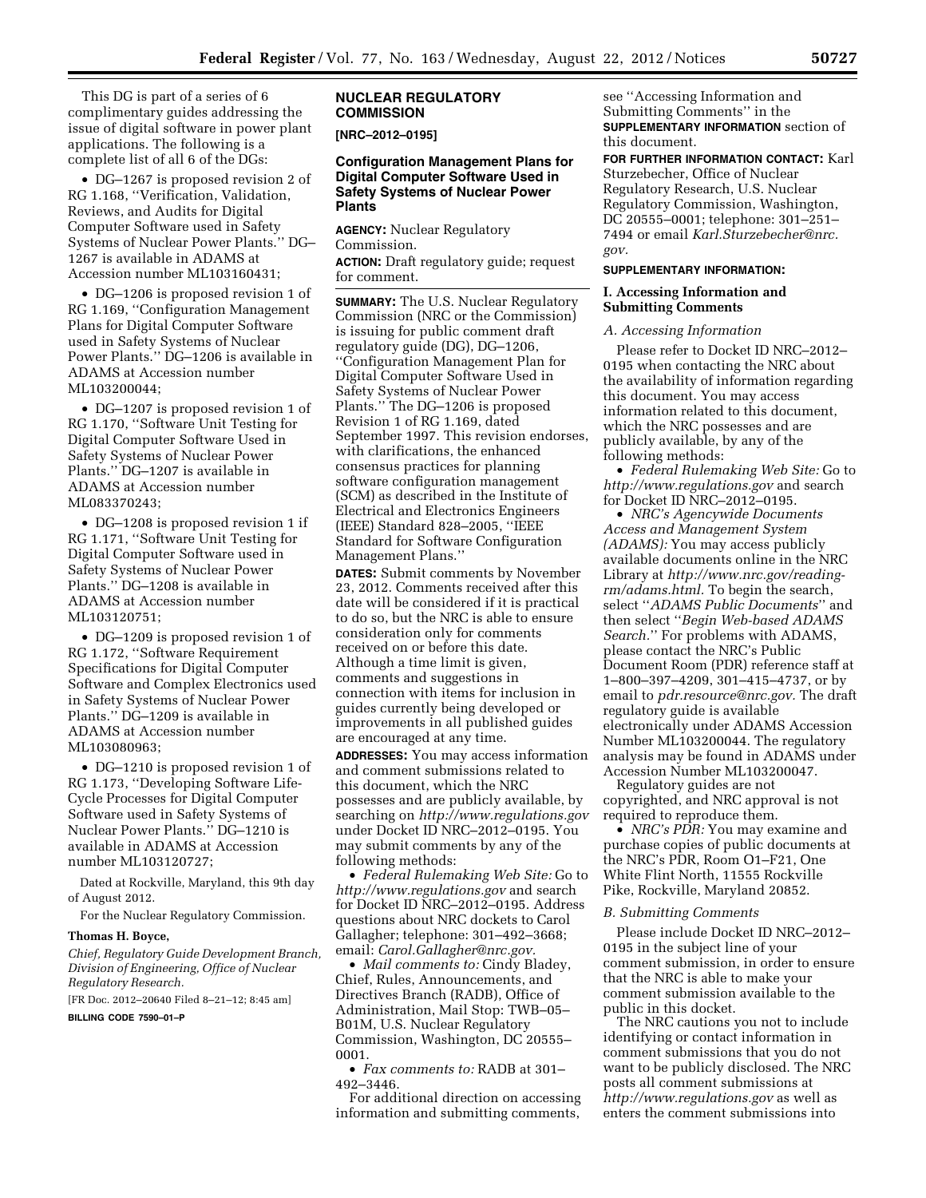This DG is part of a series of 6 complimentary guides addressing the issue of digital software in power plant applications. The following is a complete list of all 6 of the DGs:

- DG–1267 is proposed revision 2 of RG 1.168, ''Verification, Validation, Reviews, and Audits for Digital Computer Software used in Safety Systems of Nuclear Power Plants.'' DG–1267 is available in ADAMS at Accession number ML103160431;
- DG–1206 is proposed revision 1 of RG 1.169, ''Configuration Management Plans for Digital Computer Software used in Safety Systems of Nuclear Power Plants.'' DG–1206 is available in ADAMS at Accession number ML103200044;
- DG–1207 is proposed revision 1 of RG 1.170, ''Software Unit Testing for Digital Computer Software Used in Safety Systems of Nuclear Power Plants.'' DG–1207 is available in ADAMS at Accession number ML083370243;
- DG–1208 is proposed revision 1 if RG 1.171, ''Software Unit Testing for Digital Computer Software used in Safety Systems of Nuclear Power Plants.'' DG–1208 is available in ADAMS at Accession number ML103120751;
- DG–1209 is proposed revision 1 of RG 1.172, ''Software Requirement Specifications for Digital Computer Software and Complex Electronics used in Safety Systems of Nuclear Power Plants.'' DG–1209 is available in ADAMS at Accession number ML103080963;
- DG–1210 is proposed revision 1 of RG 1.173, ''Developing Software Life-Cycle Processes for Digital Computer Software used in Safety Systems of Nuclear Power Plants.'' DG–1210 is available in ADAMS at Accession number ML103120727;

Dated at Rockville, Maryland, this 9th day of August 2012.

For the Nuclear Regulatory Commission.

**Thomas H. Boyce,**

*Chief, Regulatory Guide Development Branch, Division of Engineering, Office of Nuclear Regulatory Research.*

[FR Doc. 2012–20640 Filed 8–21–12; 8:45 am]

**BILLING CODE 7590–01–P**

## NUCLEAR REGULATORY COMMISSION

**[NRC–2012–0195]**

### Configuration Management Plans for Digital Computer Software Used in Safety Systems of Nuclear Power Plants

**AGENCY:** Nuclear Regulatory Commission.

**ACTION:** Draft regulatory guide; request for comment.

**SUMMARY:** The U.S. Nuclear Regulatory Commission (NRC or the Commission) is issuing for public comment draft regulatory guide (DG), DG–1206, ''Configuration Management Plan for Digital Computer Software Used in Safety Systems of Nuclear Power Plants.'' The DG–1206 is proposed Revision 1 of RG 1.169, dated September 1997. This revision endorses, with clarifications, the enhanced consensus practices for planning software configuration management (SCM) as described in the Institute of Electrical and Electronics Engineers (IEEE) Standard 828–2005, ''IEEE Standard for Software Configuration Management Plans.''

**DATES:** Submit comments by November 23, 2012. Comments received after this date will be considered if it is practical to do so, but the NRC is able to ensure consideration only for comments received on or before this date. Although a time limit is given, comments and suggestions in connection with items for inclusion in guides currently being developed or improvements in all published guides are encouraged at any time.

**ADDRESSES:** You may access information and comment submissions related to this document, which the NRC possesses and are publicly available, by searching on *http://www.regulations.gov* under Docket ID NRC–2012–0195. You may submit comments by any of the following methods:

- *Federal Rulemaking Web Site:* Go to *http://www.regulations.gov* and search for Docket ID NRC–2012–0195. Address questions about NRC dockets to Carol Gallagher; telephone: 301–492–3668; email: *Carol.Gallagher@nrc.gov.*
- *Mail comments to:* Cindy Bladey, Chief, Rules, Announcements, and Directives Branch (RADB), Office of Administration, Mail Stop: TWB–05–B01M, U.S. Nuclear Regulatory Commission, Washington, DC 20555–0001.
- *Fax comments to:* RADB at 301–492–3446.

For additional direction on accessing information and submitting comments, see ''Accessing Information and Submitting Comments'' in the **SUPPLEMENTARY INFORMATION** section of this document.

**FOR FURTHER INFORMATION CONTACT:** Karl Sturzebecher, Office of Nuclear Regulatory Research, U.S. Nuclear Regulatory Commission, Washington, DC 20555–0001; telephone: 301–251–7494 or email *Karl.Sturzebecher@nrc.gov.*

**SUPPLEMENTARY INFORMATION:**

#### I. Accessing Information and Submitting Comments

*A. Accessing Information*

Please refer to Docket ID NRC–2012–0195 when contacting the NRC about the availability of information regarding this document. You may access information related to this document, which the NRC possesses and are publicly available, by any of the following methods:

- *Federal Rulemaking Web Site:* Go to *http://www.regulations.gov* and search for Docket ID NRC–2012–0195.
- *NRC's Agencywide Documents Access and Management System (ADAMS):* You may access publicly available documents online in the NRC Library at *http://www.nrc.gov/reading-rm/adams.html.* To begin the search, select ''*ADAMS Public Documents*'' and then select ''*Begin Web-based ADAMS Search.*'' For problems with ADAMS, please contact the NRC's Public Document Room (PDR) reference staff at 1–800–397–4209, 301–415–4737, or by email to *pdr.resource@nrc.gov.* The draft regulatory guide is available electronically under ADAMS Accession Number ML103200044. The regulatory analysis may be found in ADAMS under Accession Number ML103200047.

Regulatory guides are not copyrighted, and NRC approval is not required to reproduce them.

- *NRC's PDR:* You may examine and purchase copies of public documents at the NRC's PDR, Room O1–F21, One White Flint North, 11555 Rockville Pike, Rockville, Maryland 20852.

*B. Submitting Comments*

Please include Docket ID NRC–2012–0195 in the subject line of your comment submission, in order to ensure that the NRC is able to make your comment submission available to the public in this docket.

The NRC cautions you not to include identifying or contact information in comment submissions that you do not want to be publicly disclosed. The NRC posts all comment submissions at *http://www.regulations.gov* as well as enters the comment submissions into